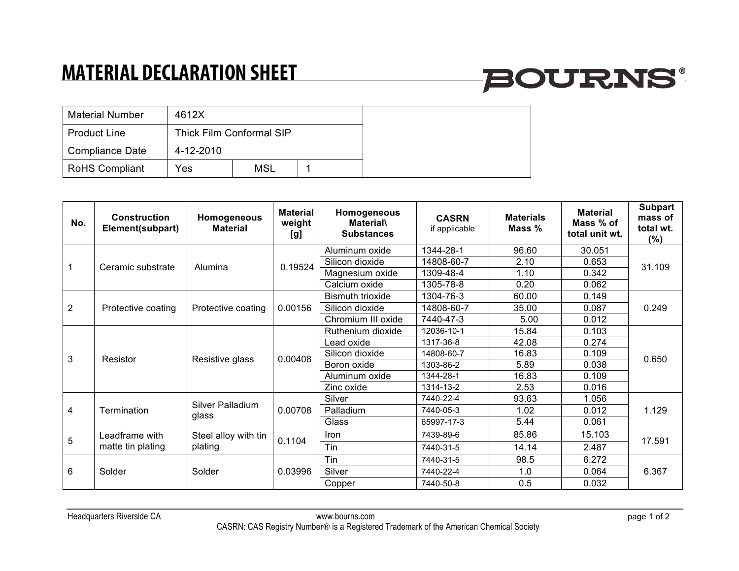# MATERIAL DECLARATION SHEET

BOURNS®

| | | | |
|---|---|---|---|
| Material Number | 4612X | | |
| Product Line | Thick Film Conformal SIP | | |
| Compliance Date | 4-12-2010 | | |
| RoHS Compliant | Yes | MSL | 1 |

| No. | Construction Element(subpart) | Homogeneous Material | Material weight [g] | Homogeneous Material\ Substances | CASRN if applicable | Materials Mass % | Material Mass % of total unit wt. | Subpart mass of total wt. (%) |
|---|---|---|---|---|---|---|---|---|
| 1 | Ceramic substrate | Alumina | 0.19524 | Aluminum oxide | 1344-28-1 | 96.60 | 30.051 | 31.109 |
| | | | | Silicon dioxide | 14808-60-7 | 2.10 | 0.653 | |
| | | | | Magnesium oxide | 1309-48-4 | 1.10 | 0.342 | |
| | | | | Calcium oxide | 1305-78-8 | 0.20 | 0.062 | |
| 2 | Protective coating | Protective coating | 0.00156 | Bismuth trioxide | 1304-76-3 | 60.00 | 0.149 | 0.249 |
| | | | | Silicon dioxide | 14808-60-7 | 35.00 | 0.087 | |
| | | | | Chromium III oxide | 7440-47-3 | 5.00 | 0.012 | |
| 3 | Resistor | Resistive glass | 0.00408 | Ruthenium dioxide | 12036-10-1 | 15.84 | 0.103 | 0.650 |
| | | | | Lead oxide | 1317-36-8 | 42.08 | 0.274 | |
| | | | | Silicon dioxide | 14808-60-7 | 16.83 | 0.109 | |
| | | | | Boron oxide | 1303-86-2 | 5.89 | 0.038 | |
| | | | | Aluminum oxide | 1344-28-1 | 16.83 | 0.109 | |
| | | | | Zinc oxide | 1314-13-2 | 2.53 | 0.016 | |
| 4 | Termination | Silver Palladium glass | 0.00708 | Silver | 7440-22-4 | 93.63 | 1.056 | 1.129 |
| | | | | Palladium | 7440-05-3 | 1.02 | 0.012 | |
| | | | | Glass | 65997-17-3 | 5.44 | 0.061 | |
| 5 | Leadframe with matte tin plating | Steel alloy with tin plating | 0.1104 | Iron | 7439-89-6 | 85.86 | 15.103 | 17.591 |
| | | | | Tin | 7440-31-5 | 14.14 | 2.487 | |
| 6 | Solder | Solder | 0.03996 | Tin | 7440-31-5 | 98.5 | 6.272 | 6.367 |
| | | | | Silver | 7440-22-4 | 1.0 | 0.064 | |
| | | | | Copper | 7440-50-8 | 0.5 | 0.032 | |

Headquarters Riverside CA www.bourns.com

CASRN: CAS Registry Number® is a Registered Trademark of the American Chemical Society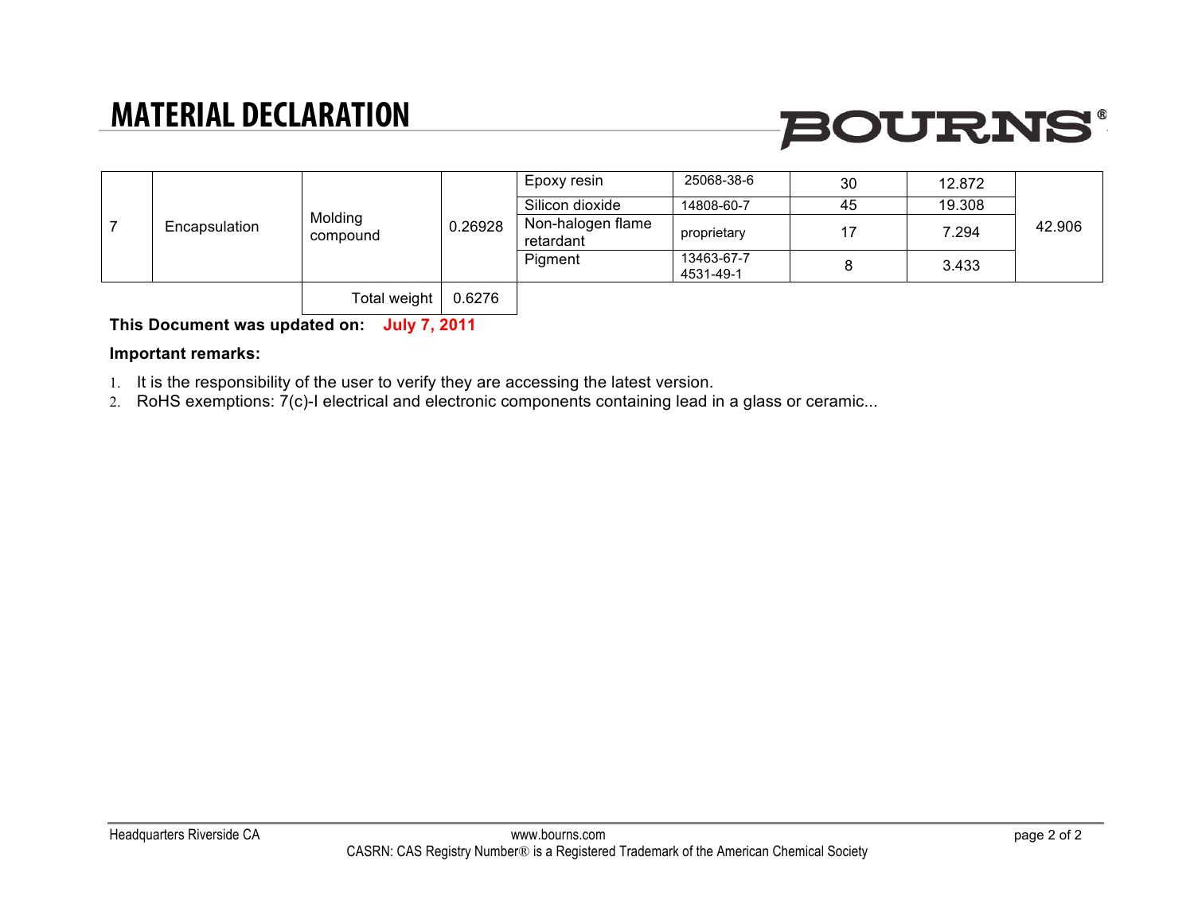# MATERIAL DECLARATION

| | | | | | | | | |
|---|---|---|---|---|---|---|---|---|
| 7 | Encapsulation | Molding compound | 0.26928 | Epoxy resin | 25068-38-6 | 30 | 12.872 | 42.906 |
| | | | | Silicon dioxide | 14808-60-7 | 45 | 19.308 | |
| | | | | Non-halogen flame retardant | proprietary | 17 | 7.294 | |
| | | | | Pigment | 13463-67-7<br>4531-49-1 | 8 | 3.433 | |
| | | Total weight | 0.6276 | | | | | |

**This Document was updated on: July 7, 2011**

**Important remarks:**

1. It is the responsibility of the user to verify they are accessing the latest version.
2. RoHS exemptions: 7(c)-I electrical and electronic components containing lead in a glass or ceramic...

Headquarters Riverside CA www.bourns.com

CASRN: CAS Registry Number® is a Registered Trademark of the American Chemical Society